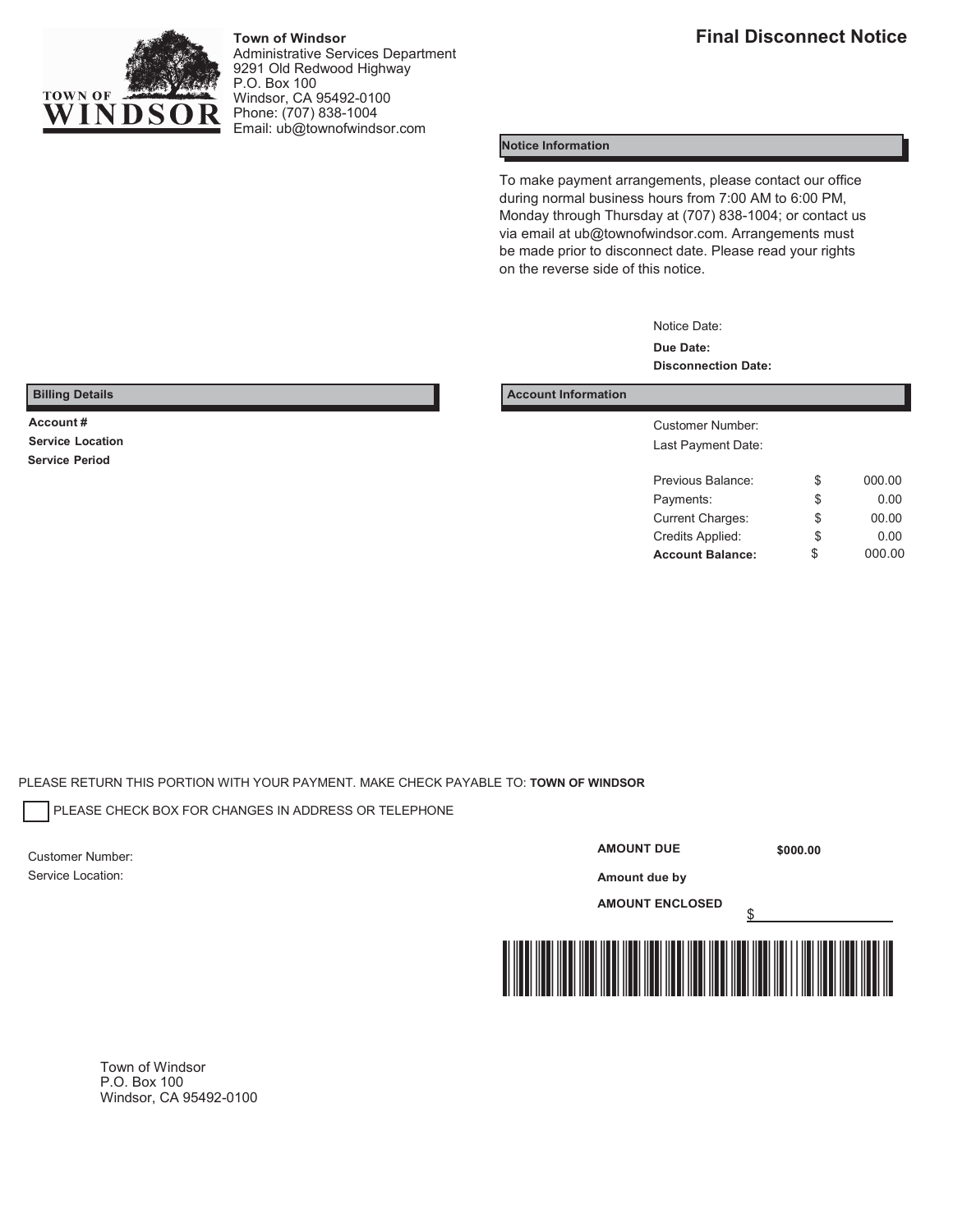**Town of Windsor**
Administrative Services Department
9291 Old Redwood Highway
P.O. Box 100
Windsor, CA 95492-0100
Phone: (707) 838-1004
Email: ub@townofwindsor.com

# Final Disconnect Notice

**Notice Information**

To make payment arrangements, please contact our office during normal business hours from 7:00 AM to 6:00 PM, Monday through Thursday at (707) 838-1004; or contact us via email at ub@townofwindsor.com. Arrangements must be made prior to disconnect date. Please read your rights on the reverse side of this notice.

Notice Date:
**Due Date:**
**Disconnection Date:**

**Billing Details**

**Account #**
**Service Location**
**Service Period**

**Account Information**

Customer Number:
Last Payment Date:

| | | |
|---|---|---|
| Previous Balance: | $ | 000.00 |
| Payments: | $ | 0.00 |
| Current Charges: | $ | 00.00 |
| Credits Applied: | $ | 0.00 |
| **Account Balance:** | $ | 000.00 |

PLEASE RETURN THIS PORTION WITH YOUR PAYMENT. MAKE CHECK PAYABLE TO: **TOWN OF WINDSOR**

☐ PLEASE CHECK BOX FOR CHANGES IN ADDRESS OR TELEPHONE

Customer Number:
Service Location:

**AMOUNT DUE** **$000.00**

**Amount due by**

**AMOUNT ENCLOSED** $\_\_\_\_\_\_\_\_\_\_

Town of Windsor
P.O. Box 100
Windsor, CA 95492-0100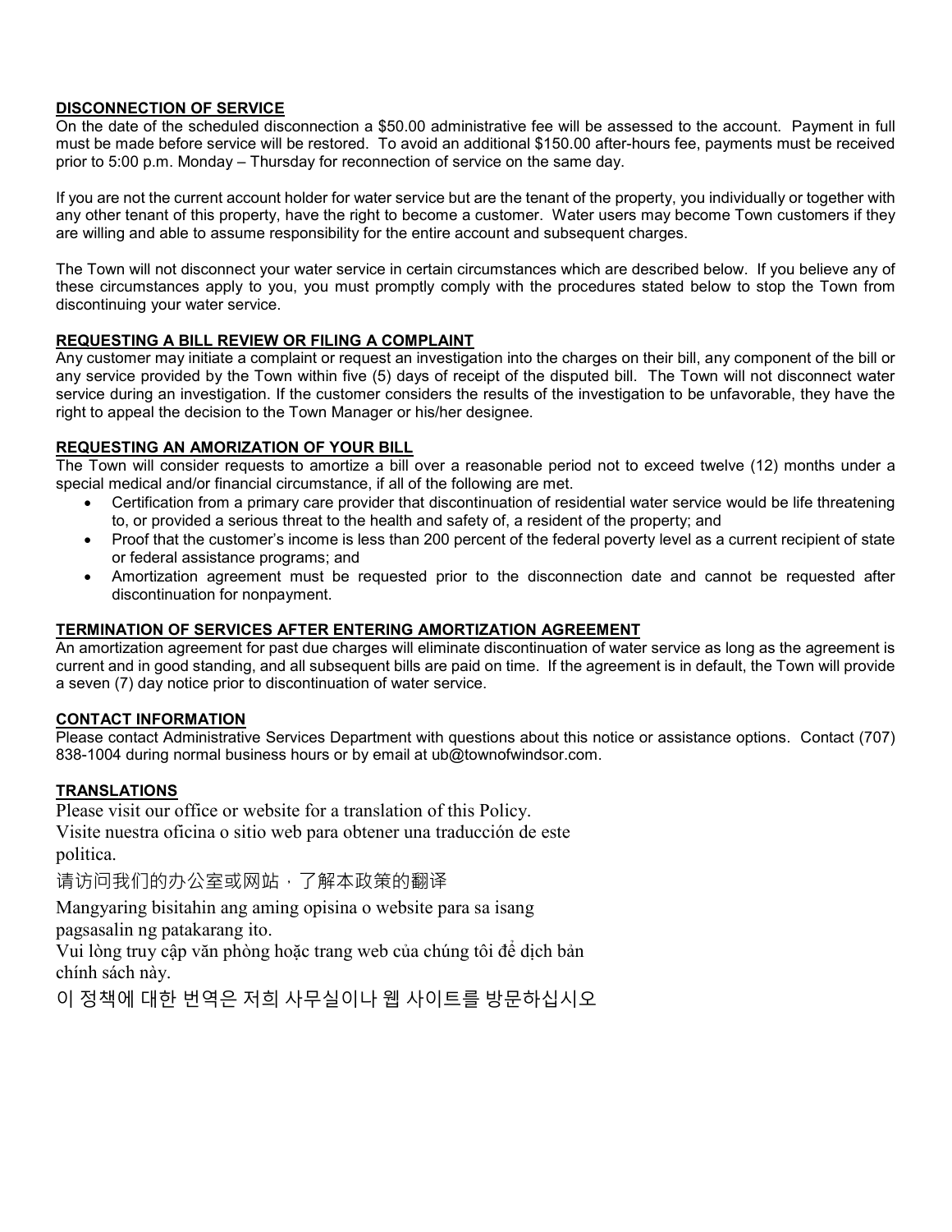## DISCONNECTION OF SERVICE

On the date of the scheduled disconnection a $50.00 administrative fee will be assessed to the account. Payment in full must be made before service will be restored. To avoid an additional $150.00 after-hours fee, payments must be received prior to 5:00 p.m. Monday – Thursday for reconnection of service on the same day.

If you are not the current account holder for water service but are the tenant of the property, you individually or together with any other tenant of this property, have the right to become a customer. Water users may become Town customers if they are willing and able to assume responsibility for the entire account and subsequent charges.

The Town will not disconnect your water service in certain circumstances which are described below. If you believe any of these circumstances apply to you, you must promptly comply with the procedures stated below to stop the Town from discontinuing your water service.

## REQUESTING A BILL REVIEW OR FILING A COMPLAINT

Any customer may initiate a complaint or request an investigation into the charges on their bill, any component of the bill or any service provided by the Town within five (5) days of receipt of the disputed bill. The Town will not disconnect water service during an investigation. If the customer considers the results of the investigation to be unfavorable, they have the right to appeal the decision to the Town Manager or his/her designee.

## REQUESTING AN AMORIZATION OF YOUR BILL

The Town will consider requests to amortize a bill over a reasonable period not to exceed twelve (12) months under a special medical and/or financial circumstance, if all of the following are met.

- Certification from a primary care provider that discontinuation of residential water service would be life threatening to, or provided a serious threat to the health and safety of, a resident of the property; and
- Proof that the customer's income is less than 200 percent of the federal poverty level as a current recipient of state or federal assistance programs; and
- Amortization agreement must be requested prior to the disconnection date and cannot be requested after discontinuation for nonpayment.

## TERMINATION OF SERVICES AFTER ENTERING AMORTIZATION AGREEMENT

An amortization agreement for past due charges will eliminate discontinuation of water service as long as the agreement is current and in good standing, and all subsequent bills are paid on time. If the agreement is in default, the Town will provide a seven (7) day notice prior to discontinuation of water service.

## CONTACT INFORMATION

Please contact Administrative Services Department with questions about this notice or assistance options. Contact (707) 838-1004 during normal business hours or by email at ub@townofwindsor.com.

## TRANSLATIONS

Please visit our office or website for a translation of this Policy.

Visite nuestra oficina o sitio web para obtener una traducción de este politica.

请访问我们的办公室或网站，了解本政策的翻译

Mangyaring bisitahin ang aming opisina o website para sa isang pagsasalin ng patakarang ito.

Vui lòng truy cập văn phòng hoặc trang web của chúng tôi để dịch bản chính sách này.

이 정책에 대한 번역은 저희 사무실이나 웹 사이트를 방문하십시오